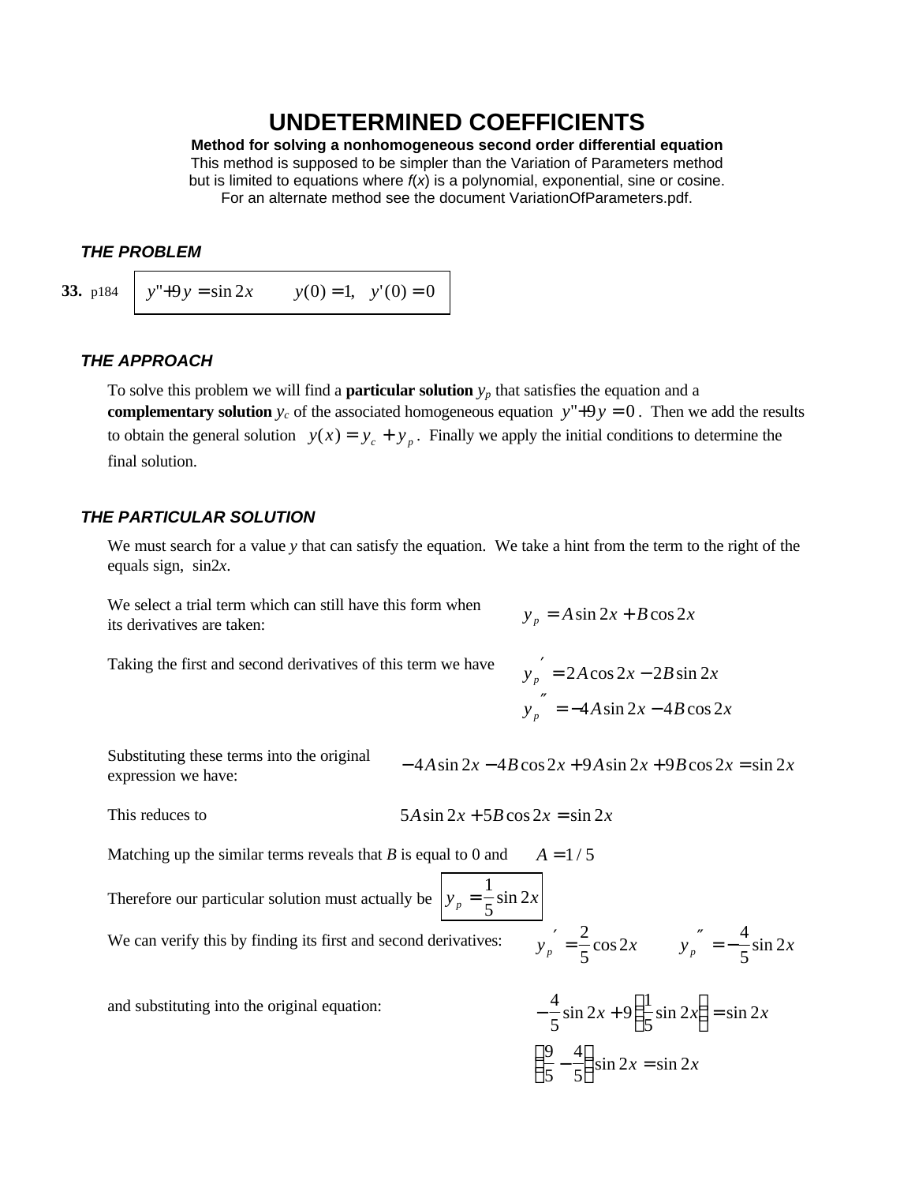# UNDETERMINED COEFFICIENTS

**Method for solving a nonhomogeneous second order differential equation**

This method is supposed to be simpler than the Variation of Parameters method but is limited to equations where $f(x)$ is a polynomial, exponential, sine or cosine. For an alternate method see the document VariationOfParameters.pdf.

### *THE PROBLEM*

**33.** p184 $$y''+9y=\sin 2x \qquad y(0)=1, \quad y'(0)=0$$

### *THE APPROACH*

To solve this problem we will find a **particular solution** $y_p$ that satisfies the equation and a **complementary solution** $y_c$ of the associated homogeneous equation $y''+9y=0$. Then we add the results to obtain the general solution $y(x)=y_c+y_p$. Finally we apply the initial conditions to determine the final solution.

### *THE PARTICULAR SOLUTION*

We must search for a value $y$ that can satisfy the equation. We take a hint from the term to the right of the equals sign, $\sin 2x$.

We select a trial term which can still have this form when its derivatives are taken:

$$y_p=A\sin 2x+B\cos 2x$$

Taking the first and second derivatives of this term we have

$$y_p'=2A\cos 2x-2B\sin 2x$$

$$y_p''=-4A\sin 2x-4B\cos 2x$$

Substituting these terms into the original expression we have:

$$-4A\sin 2x-4B\cos 2x+9A\sin 2x+9B\cos 2x=\sin 2x$$

This reduces to

$$5A\sin 2x+5B\cos 2x=\sin 2x$$

Matching up the similar terms reveals that $B$ is equal to 0 and $A=1/5$

Therefore our particular solution must actually be $\boxed{y_p=\frac{1}{5}\sin 2x}$

We can verify this by finding its first and second derivatives: $y_p'=\frac{2}{5}\cos 2x \qquad y_p''=-\frac{4}{5}\sin 2x$

and substituting into the original equation:

$$-\frac{4}{5}\sin 2x+9\left(\frac{1}{5}\sin 2x\right)=\sin 2x$$

$$\left(\frac{9}{5}-\frac{4}{5}\right)\sin 2x=\sin 2x$$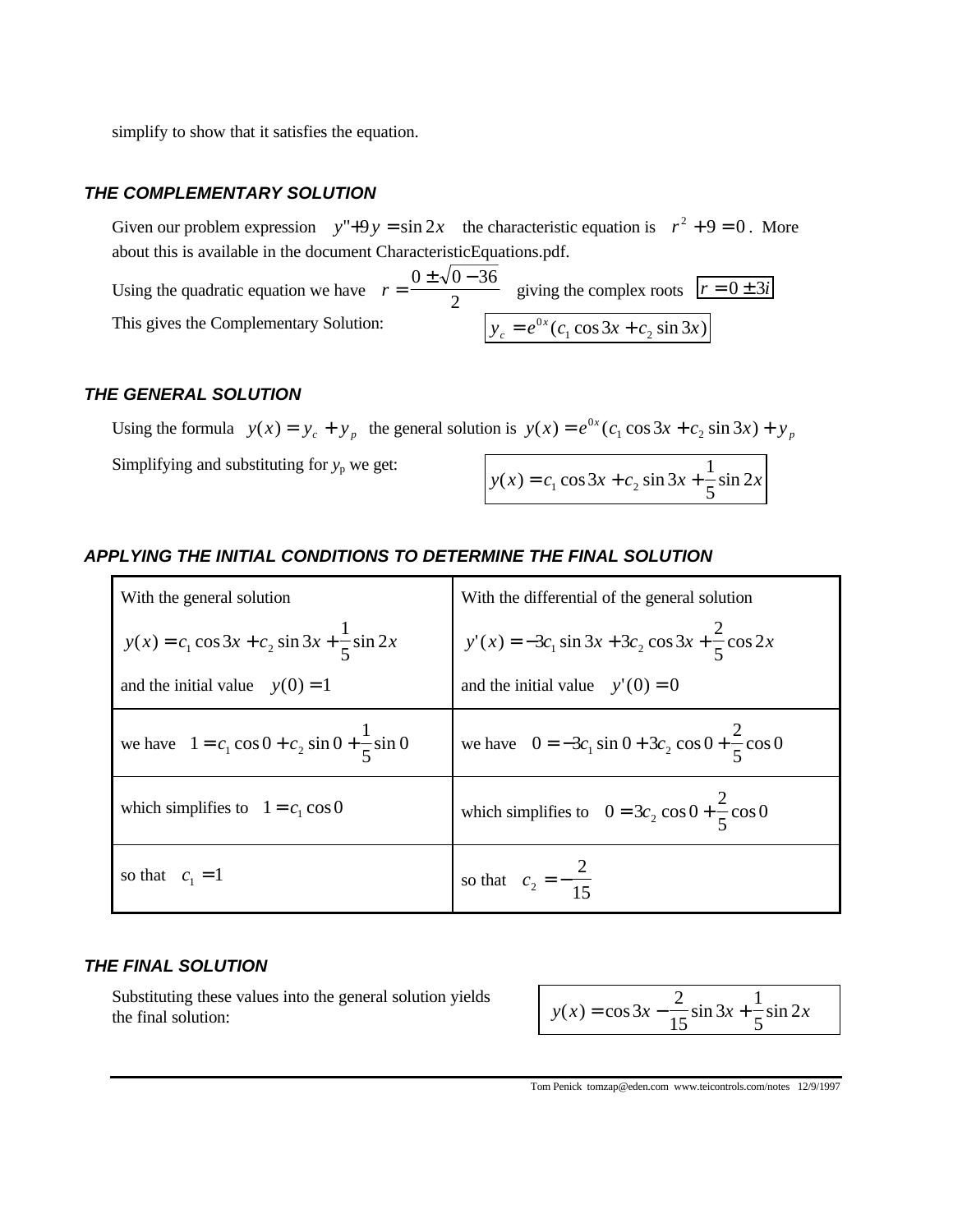simplify to show that it satisfies the equation.

### *THE COMPLEMENTARY SOLUTION*

Given our problem expression $y''+9y = \sin 2x$ the characteristic equation is $r^2 + 9 = 0$. More about this is available in the document CharacteristicEquations.pdf.

Using the quadratic equation we have $r = \dfrac{0 \pm \sqrt{0-36}}{2}$ giving the complex roots $\boxed{r = 0 \pm 3i}$

This gives the Complementary Solution: $\boxed{y_c = e^{0x}(c_1 \cos 3x + c_2 \sin 3x)}$

### *THE GENERAL SOLUTION*

Using the formula $y(x) = y_c + y_p$ the general solution is $y(x) = e^{0x}(c_1 \cos 3x + c_2 \sin 3x) + y_p$

Simplifying and substituting for $y_p$ we get: $\boxed{y(x) = c_1 \cos 3x + c_2 \sin 3x + \frac{1}{5}\sin 2x}$

### *APPLYING THE INITIAL CONDITIONS TO DETERMINE THE FINAL SOLUTION*

| | |
|---|---|
| With the general solution $y(x) = c_1 \cos 3x + c_2 \sin 3x + \frac{1}{5}\sin 2x$ and the initial value $y(0) = 1$ | With the differential of the general solution $y'(x) = -3c_1 \sin 3x + 3c_2 \cos 3x + \frac{2}{5}\cos 2x$ and the initial value $y'(0) = 0$ |
| we have $1 = c_1 \cos 0 + c_2 \sin 0 + \frac{1}{5}\sin 0$ | we have $0 = -3c_1 \sin 0 + 3c_2 \cos 0 + \frac{2}{5}\cos 0$ |
| which simplifies to $1 = c_1 \cos 0$ | which simplifies to $0 = 3c_2 \cos 0 + \frac{2}{5}\cos 0$ |
| so that $c_1 = 1$ | so that $c_2 = -\frac{2}{15}$ |

### *THE FINAL SOLUTION*

Substituting these values into the general solution yields the final solution:

$$\boxed{y(x) = \cos 3x - \frac{2}{15}\sin 3x + \frac{1}{5}\sin 2x}$$

Tom Penick tomzap@eden.com www.teicontrols.com/notes 12/9/1997